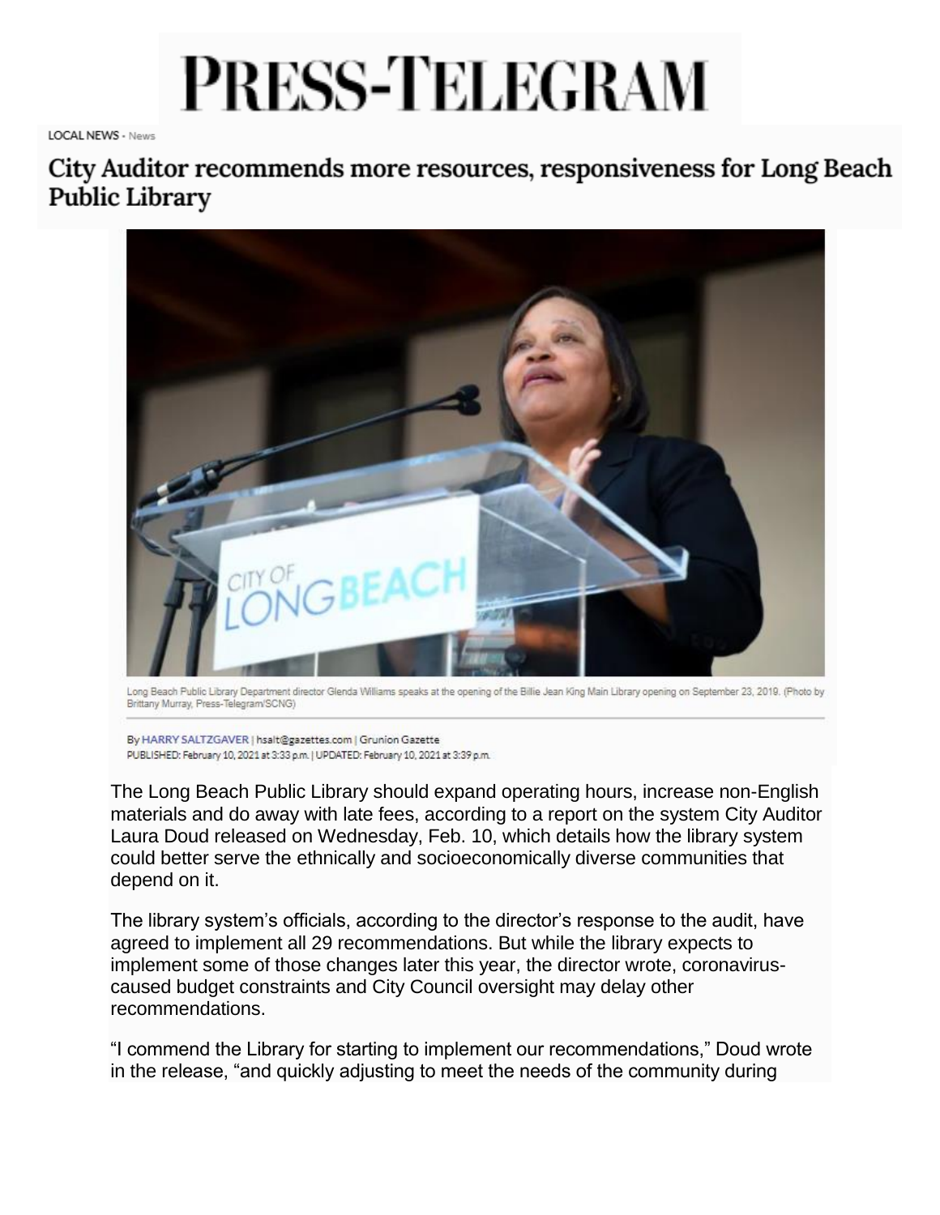# PRESS-TELEGRAM

LOCAL NEWS - News

## City Auditor recommends more resources, responsiveness for Long Beach Public Library

Long Beach Public Library Department director Glenda Williams speaks at the opening of the Billie Jean King Main Library opening on September 23, 2019. (Photo by Brittany Murray, Press-Telegram/SCNG)

By HARRY SALTZGAVER | hsalt@gazettes.com | Grunion Gazette
PUBLISHED: February 10, 2021 at 3:33 p.m. | UPDATED: February 10, 2021 at 3:39 p.m.

The Long Beach Public Library should expand operating hours, increase non-English materials and do away with late fees, according to a report on the system City Auditor Laura Doud released on Wednesday, Feb. 10, which details how the library system could better serve the ethnically and socioeconomically diverse communities that depend on it.

The library system's officials, according to the director's response to the audit, have agreed to implement all 29 recommendations. But while the library expects to implement some of those changes later this year, the director wrote, coronavirus-caused budget constraints and City Council oversight may delay other recommendations.

"I commend the Library for starting to implement our recommendations," Doud wrote in the release, "and quickly adjusting to meet the needs of the community during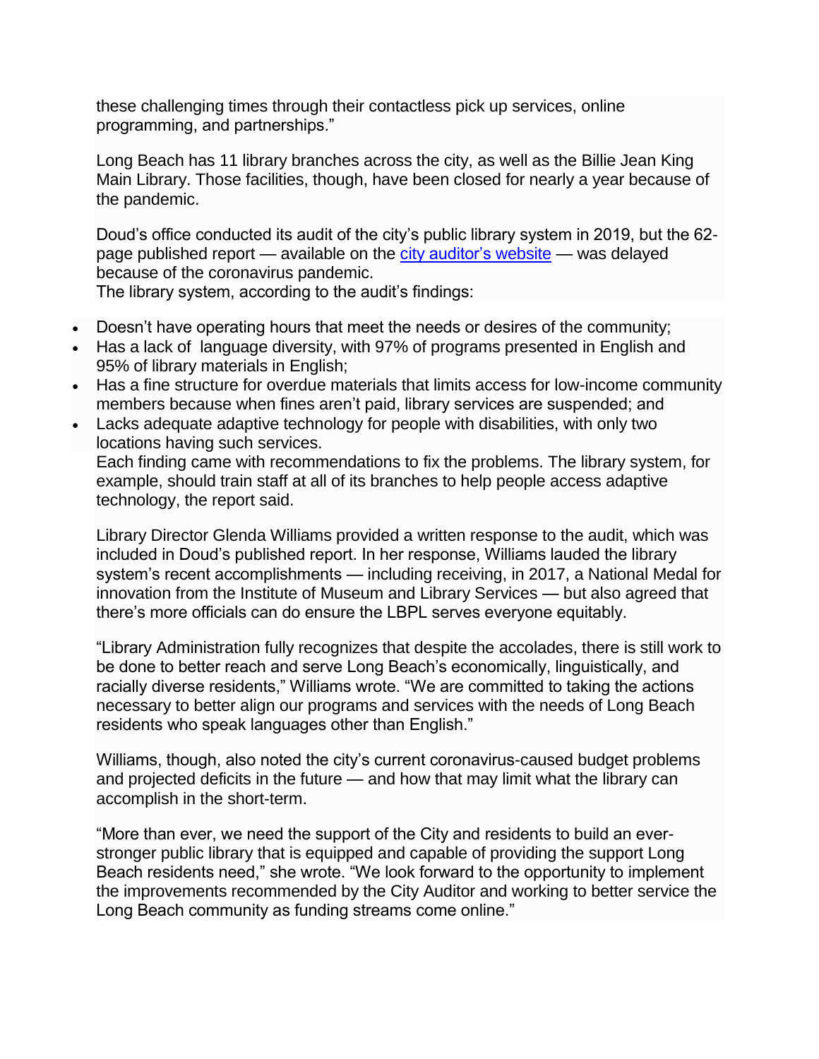these challenging times through their contactless pick up services, online programming, and partnerships."

Long Beach has 11 library branches across the city, as well as the Billie Jean King Main Library. Those facilities, though, have been closed for nearly a year because of the pandemic.

Doud's office conducted its audit of the city's public library system in 2019, but the 62-page published report — available on the [city auditor's website]() — was delayed because of the coronavirus pandemic.
The library system, according to the audit's findings:

- Doesn't have operating hours that meet the needs or desires of the community;
- Has a lack of language diversity, with 97% of programs presented in English and 95% of library materials in English;
- Has a fine structure for overdue materials that limits access for low-income community members because when fines aren't paid, library services are suspended; and
- Lacks adequate adaptive technology for people with disabilities, with only two locations having such services.

Each finding came with recommendations to fix the problems. The library system, for example, should train staff at all of its branches to help people access adaptive technology, the report said.

Library Director Glenda Williams provided a written response to the audit, which was included in Doud's published report. In her response, Williams lauded the library system's recent accomplishments — including receiving, in 2017, a National Medal for innovation from the Institute of Museum and Library Services — but also agreed that there's more officials can do ensure the LBPL serves everyone equitably.

"Library Administration fully recognizes that despite the accolades, there is still work to be done to better reach and serve Long Beach's economically, linguistically, and racially diverse residents," Williams wrote. "We are committed to taking the actions necessary to better align our programs and services with the needs of Long Beach residents who speak languages other than English."

Williams, though, also noted the city's current coronavirus-caused budget problems and projected deficits in the future — and how that may limit what the library can accomplish in the short-term.

"More than ever, we need the support of the City and residents to build an ever-stronger public library that is equipped and capable of providing the support Long Beach residents need," she wrote. "We look forward to the opportunity to implement the improvements recommended by the City Auditor and working to better service the Long Beach community as funding streams come online."